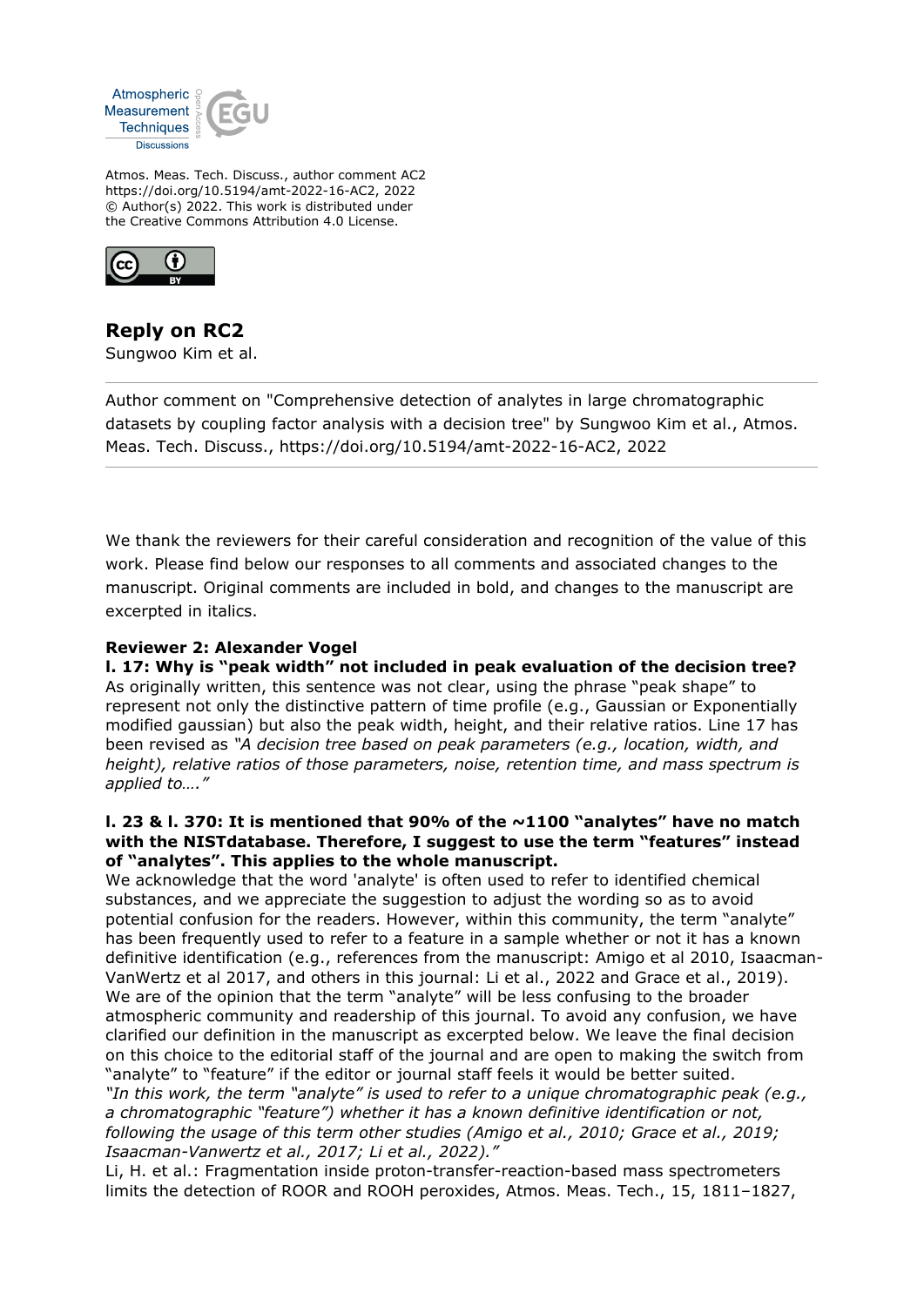Atmos. Meas. Tech. Discuss., author comment AC2
https://doi.org/10.5194/amt-2022-16-AC2, 2022
© Author(s) 2022. This work is distributed under
the Creative Commons Attribution 4.0 License.

# Reply on RC2

Sungwoo Kim et al.

---

Author comment on "Comprehensive detection of analytes in large chromatographic datasets by coupling factor analysis with a decision tree" by Sungwoo Kim et al., Atmos. Meas. Tech. Discuss., https://doi.org/10.5194/amt-2022-16-AC2, 2022

---

We thank the reviewers for their careful consideration and recognition of the value of this work. Please find below our responses to all comments and associated changes to the manuscript. Original comments are included in bold, and changes to the manuscript are excerpted in italics.

**Reviewer 2: Alexander Vogel**

**l. 17: Why is "peak width" not included in peak evaluation of the decision tree?**

As originally written, this sentence was not clear, using the phrase "peak shape" to represent not only the distinctive pattern of time profile (e.g., Gaussian or Exponentially modified gaussian) but also the peak width, height, and their relative ratios. Line 17 has been revised as *"A decision tree based on peak parameters (e.g., location, width, and height), relative ratios of those parameters, noise, retention time, and mass spectrum is applied to…."*

**l. 23 & l. 370: It is mentioned that 90% of the ~1100 "analytes" have no match with the NISTdatabase. Therefore, I suggest to use the term "features" instead of "analytes". This applies to the whole manuscript.**

We acknowledge that the word 'analyte' is often used to refer to identified chemical substances, and we appreciate the suggestion to adjust the wording so as to avoid potential confusion for the readers. However, within this community, the term "analyte" has been frequently used to refer to a feature in a sample whether or not it has a known definitive identification (e.g., references from the manuscript: Amigo et al 2010, Isaacman-VanWertz et al 2017, and others in this journal: Li et al., 2022 and Grace et al., 2019). We are of the opinion that the term "analyte" will be less confusing to the broader atmospheric community and readership of this journal. To avoid any confusion, we have clarified our definition in the manuscript as excerpted below. We leave the final decision on this choice to the editorial staff of the journal and are open to making the switch from "analyte" to "feature" if the editor or journal staff feels it would be better suited.

*"In this work, the term "analyte" is used to refer to a unique chromatographic peak (e.g., a chromatographic "feature") whether it has a known definitive identification or not, following the usage of this term other studies (Amigo et al., 2010; Grace et al., 2019; Isaacman-Vanwertz et al., 2017; Li et al., 2022)."*

Li, H. et al.: Fragmentation inside proton-transfer-reaction-based mass spectrometers limits the detection of ROOR and ROOH peroxides, Atmos. Meas. Tech., 15, 1811–1827,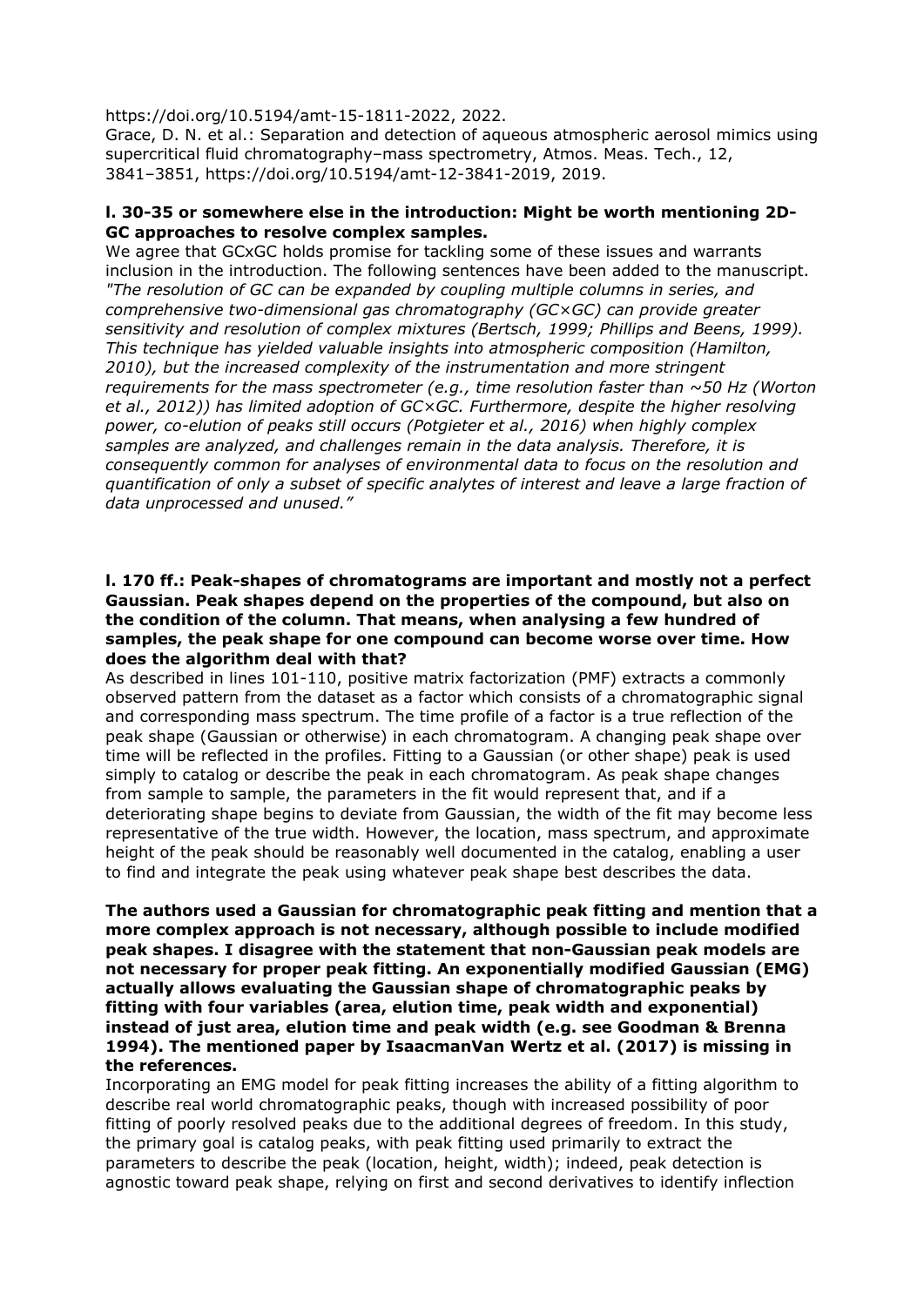https://doi.org/10.5194/amt-15-1811-2022, 2022.
Grace, D. N. et al.: Separation and detection of aqueous atmospheric aerosol mimics using supercritical fluid chromatography–mass spectrometry, Atmos. Meas. Tech., 12, 3841–3851, https://doi.org/10.5194/amt-12-3841-2019, 2019.

**l. 30-35 or somewhere else in the introduction: Might be worth mentioning 2D-GC approaches to resolve complex samples.**

We agree that GCxGC holds promise for tackling some of these issues and warrants inclusion in the introduction. The following sentences have been added to the manuscript. *"The resolution of GC can be expanded by coupling multiple columns in series, and comprehensive two-dimensional gas chromatography (GC×GC) can provide greater sensitivity and resolution of complex mixtures (Bertsch, 1999; Phillips and Beens, 1999). This technique has yielded valuable insights into atmospheric composition (Hamilton, 2010), but the increased complexity of the instrumentation and more stringent requirements for the mass spectrometer (e.g., time resolution faster than ~50 Hz (Worton et al., 2012)) has limited adoption of GC×GC. Furthermore, despite the higher resolving power, co-elution of peaks still occurs (Potgieter et al., 2016) when highly complex samples are analyzed, and challenges remain in the data analysis. Therefore, it is consequently common for analyses of environmental data to focus on the resolution and quantification of only a subset of specific analytes of interest and leave a large fraction of data unprocessed and unused."*

**l. 170 ff.: Peak-shapes of chromatograms are important and mostly not a perfect Gaussian. Peak shapes depend on the properties of the compound, but also on the condition of the column. That means, when analysing a few hundred of samples, the peak shape for one compound can become worse over time. How does the algorithm deal with that?**

As described in lines 101-110, positive matrix factorization (PMF) extracts a commonly observed pattern from the dataset as a factor which consists of a chromatographic signal and corresponding mass spectrum. The time profile of a factor is a true reflection of the peak shape (Gaussian or otherwise) in each chromatogram. A changing peak shape over time will be reflected in the profiles. Fitting to a Gaussian (or other shape) peak is used simply to catalog or describe the peak in each chromatogram. As peak shape changes from sample to sample, the parameters in the fit would represent that, and if a deteriorating shape begins to deviate from Gaussian, the width of the fit may become less representative of the true width. However, the location, mass spectrum, and approximate height of the peak should be reasonably well documented in the catalog, enabling a user to find and integrate the peak using whatever peak shape best describes the data.

**The authors used a Gaussian for chromatographic peak fitting and mention that a more complex approach is not necessary, although possible to include modified peak shapes. I disagree with the statement that non-Gaussian peak models are not necessary for proper peak fitting. An exponentially modified Gaussian (EMG) actually allows evaluating the Gaussian shape of chromatographic peaks by fitting with four variables (area, elution time, peak width and exponential) instead of just area, elution time and peak width (e.g. see Goodman & Brenna 1994). The mentioned paper by IsaacmanVan Wertz et al. (2017) is missing in the references.**

Incorporating an EMG model for peak fitting increases the ability of a fitting algorithm to describe real world chromatographic peaks, though with increased possibility of poor fitting of poorly resolved peaks due to the additional degrees of freedom. In this study, the primary goal is catalog peaks, with peak fitting used primarily to extract the parameters to describe the peak (location, height, width); indeed, peak detection is agnostic toward peak shape, relying on first and second derivatives to identify inflection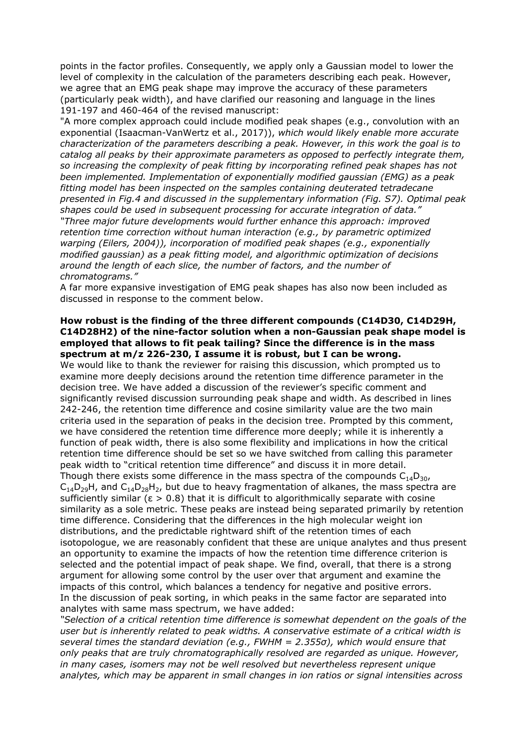points in the factor profiles. Consequently, we apply only a Gaussian model to lower the level of complexity in the calculation of the parameters describing each peak. However, we agree that an EMG peak shape may improve the accuracy of these parameters (particularly peak width), and have clarified our reasoning and language in the lines 191-197 and 460-464 of the revised manuscript:

"A more complex approach could include modified peak shapes (e.g., convolution with an exponential (Isaacman-VanWertz et al., 2017)), *which would likely enable more accurate characterization of the parameters describing a peak. However, in this work the goal is to catalog all peaks by their approximate parameters as opposed to perfectly integrate them, so increasing the complexity of peak fitting by incorporating refined peak shapes has not been implemented. Implementation of exponentially modified gaussian (EMG) as a peak fitting model has been inspected on the samples containing deuterated tetradecane presented in Fig.4 and discussed in the supplementary information (Fig. S7). Optimal peak shapes could be used in subsequent processing for accurate integration of data."*

*"Three major future developments would further enhance this approach: improved retention time correction without human interaction (e.g., by parametric optimized warping (Eilers, 2004)), incorporation of modified peak shapes (e.g., exponentially modified gaussian) as a peak fitting model, and algorithmic optimization of decisions around the length of each slice, the number of factors, and the number of chromatograms."*

A far more expansive investigation of EMG peak shapes has also now been included as discussed in response to the comment below.

**How robust is the finding of the three different compounds (C14D30, C14D29H, C14D28H2) of the nine-factor solution when a non-Gaussian peak shape model is employed that allows to fit peak tailing? Since the difference is in the mass spectrum at m/z 226-230, I assume it is robust, but I can be wrong.**

We would like to thank the reviewer for raising this discussion, which prompted us to examine more deeply decisions around the retention time difference parameter in the decision tree. We have added a discussion of the reviewer's specific comment and significantly revised discussion surrounding peak shape and width. As described in lines 242-246, the retention time difference and cosine similarity value are the two main criteria used in the separation of peaks in the decision tree. Prompted by this comment, we have considered the retention time difference more deeply; while it is inherently a function of peak width, there is also some flexibility and implications in how the critical retention time difference should be set so we have switched from calling this parameter peak width to "critical retention time difference" and discuss it in more detail.

Though there exists some difference in the mass spectra of the compounds $C_{14}D_{30}$, $C_{14}D_{29}H$, and $C_{14}D_{28}H_2$, but due to heavy fragmentation of alkanes, the mass spectra are sufficiently similar ($\varepsilon > 0.8$) that it is difficult to algorithmically separate with cosine similarity as a sole metric. These peaks are instead being separated primarily by retention time difference. Considering that the differences in the high molecular weight ion distributions, and the predictable rightward shift of the retention times of each isotopologue, we are reasonably confident that these are unique analytes and thus present an opportunity to examine the impacts of how the retention time difference criterion is selected and the potential impact of peak shape. We find, overall, that there is a strong argument for allowing some control by the user over that argument and examine the impacts of this control, which balances a tendency for negative and positive errors.

In the discussion of peak sorting, in which peaks in the same factor are separated into analytes with same mass spectrum, we have added:

*"Selection of a critical retention time difference is somewhat dependent on the goals of the user but is inherently related to peak widths. A conservative estimate of a critical width is several times the standard deviation (e.g., FWHM = 2.355σ), which would ensure that only peaks that are truly chromatographically resolved are regarded as unique. However, in many cases, isomers may not be well resolved but nevertheless represent unique analytes, which may be apparent in small changes in ion ratios or signal intensities across*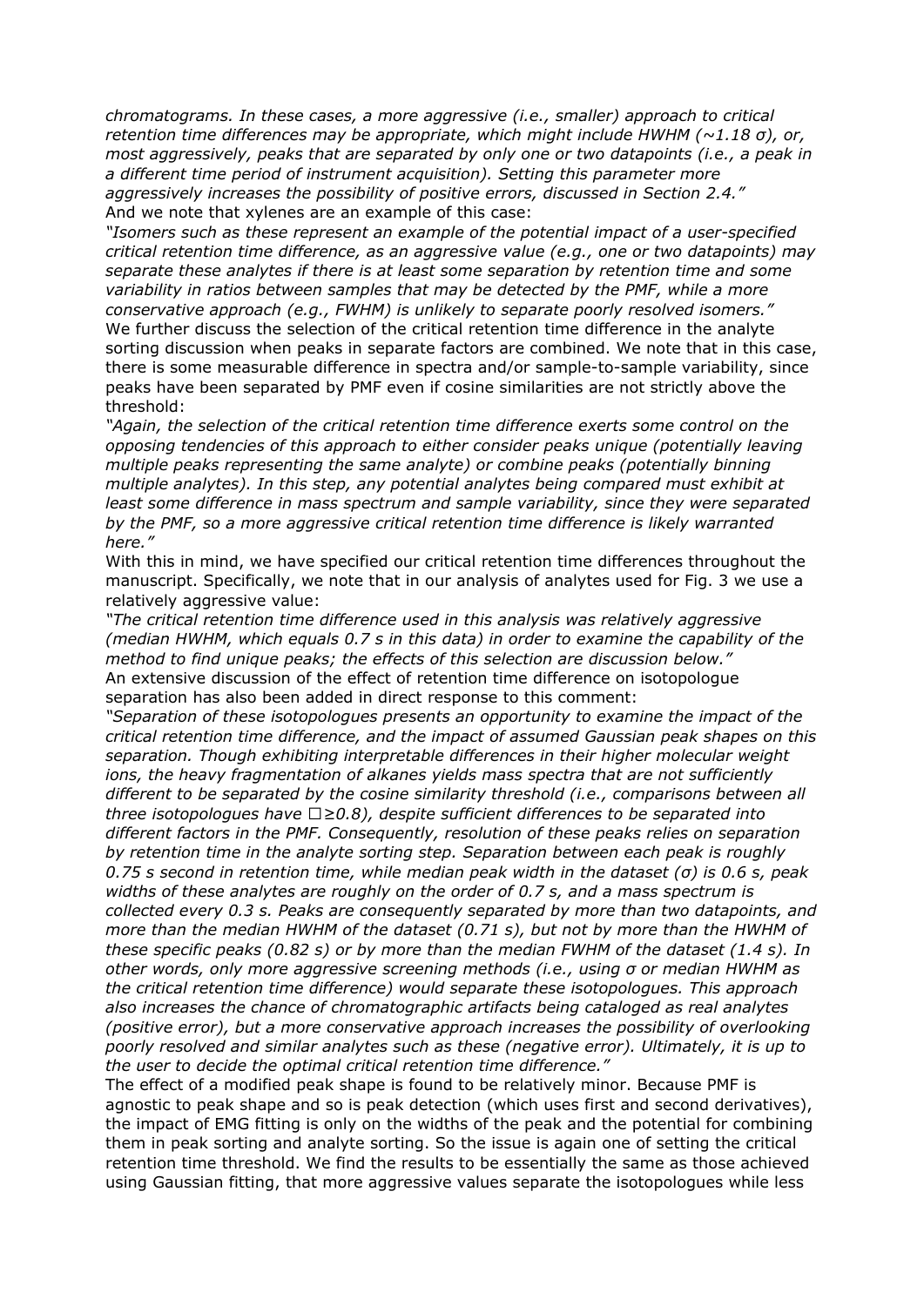*chromatograms. In these cases, a more aggressive (i.e., smaller) approach to critical retention time differences may be appropriate, which might include HWHM (~1.18 σ), or, most aggressively, peaks that are separated by only one or two datapoints (i.e., a peak in a different time period of instrument acquisition). Setting this parameter more aggressively increases the possibility of positive errors, discussed in Section 2.4."*

And we note that xylenes are an example of this case:

*"Isomers such as these represent an example of the potential impact of a user-specified critical retention time difference, as an aggressive value (e.g., one or two datapoints) may separate these analytes if there is at least some separation by retention time and some variability in ratios between samples that may be detected by the PMF, while a more conservative approach (e.g., FWHM) is unlikely to separate poorly resolved isomers."*

We further discuss the selection of the critical retention time difference in the analyte sorting discussion when peaks in separate factors are combined. We note that in this case, there is some measurable difference in spectra and/or sample-to-sample variability, since peaks have been separated by PMF even if cosine similarities are not strictly above the threshold:

*"Again, the selection of the critical retention time difference exerts some control on the opposing tendencies of this approach to either consider peaks unique (potentially leaving multiple peaks representing the same analyte) or combine peaks (potentially binning multiple analytes). In this step, any potential analytes being compared must exhibit at least some difference in mass spectrum and sample variability, since they were separated by the PMF, so a more aggressive critical retention time difference is likely warranted here."*

With this in mind, we have specified our critical retention time differences throughout the manuscript. Specifically, we note that in our analysis of analytes used for Fig. 3 we use a relatively aggressive value:

*"The critical retention time difference used in this analysis was relatively aggressive (median HWHM, which equals 0.7 s in this data) in order to examine the capability of the method to find unique peaks; the effects of this selection are discussion below."*

An extensive discussion of the effect of retention time difference on isotopologue separation has also been added in direct response to this comment:

*"Separation of these isotopologues presents an opportunity to examine the impact of the critical retention time difference, and the impact of assumed Gaussian peak shapes on this separation. Though exhibiting interpretable differences in their higher molecular weight ions, the heavy fragmentation of alkanes yields mass spectra that are not sufficiently different to be separated by the cosine similarity threshold (i.e., comparisons between all three isotopologues have □≥0.8), despite sufficient differences to be separated into different factors in the PMF. Consequently, resolution of these peaks relies on separation by retention time in the analyte sorting step. Separation between each peak is roughly 0.75 s second in retention time, while median peak width in the dataset (σ) is 0.6 s, peak widths of these analytes are roughly on the order of 0.7 s, and a mass spectrum is collected every 0.3 s. Peaks are consequently separated by more than two datapoints, and more than the median HWHM of the dataset (0.71 s), but not by more than the HWHM of these specific peaks (0.82 s) or by more than the median FWHM of the dataset (1.4 s). In other words, only more aggressive screening methods (i.e., using σ or median HWHM as the critical retention time difference) would separate these isotopologues. This approach also increases the chance of chromatographic artifacts being cataloged as real analytes (positive error), but a more conservative approach increases the possibility of overlooking poorly resolved and similar analytes such as these (negative error). Ultimately, it is up to the user to decide the optimal critical retention time difference."*

The effect of a modified peak shape is found to be relatively minor. Because PMF is agnostic to peak shape and so is peak detection (which uses first and second derivatives), the impact of EMG fitting is only on the widths of the peak and the potential for combining them in peak sorting and analyte sorting. So the issue is again one of setting the critical retention time threshold. We find the results to be essentially the same as those achieved using Gaussian fitting, that more aggressive values separate the isotopologues while less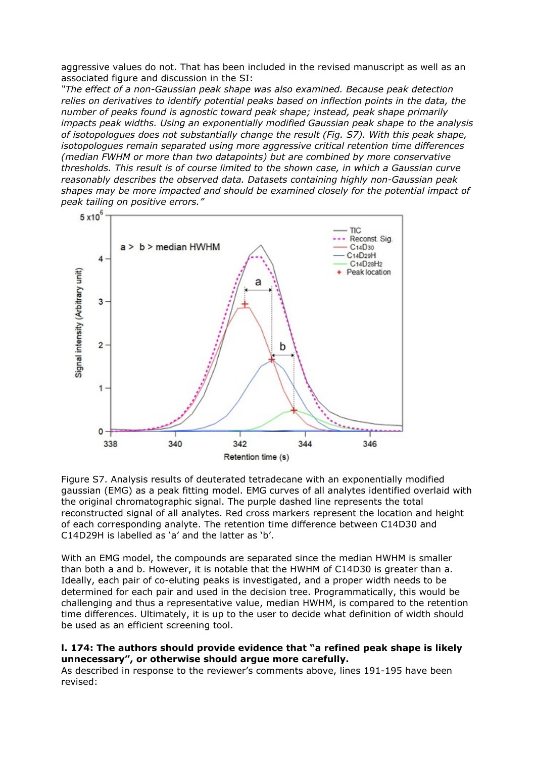aggressive values do not. That has been included in the revised manuscript as well as an associated figure and discussion in the SI:

*"The effect of a non-Gaussian peak shape was also examined. Because peak detection relies on derivatives to identify potential peaks based on inflection points in the data, the number of peaks found is agnostic toward peak shape; instead, peak shape primarily impacts peak widths. Using an exponentially modified Gaussian peak shape to the analysis of isotopologues does not substantially change the result (Fig. S7). With this peak shape, isotopologues remain separated using more aggressive critical retention time differences (median FWHM or more than two datapoints) but are combined by more conservative thresholds. This result is of course limited to the shown case, in which a Gaussian curve reasonably describes the observed data. Datasets containing highly non-Gaussian peak shapes may be more impacted and should be examined closely for the potential impact of peak tailing on positive errors."*

Figure S7. Analysis results of deuterated tetradecane with an exponentially modified gaussian (EMG) as a peak fitting model. EMG curves of all analytes identified overlaid with the original chromatographic signal. The purple dashed line represents the total reconstructed signal of all analytes. Red cross markers represent the location and height of each corresponding analyte. The retention time difference between C14D30 and C14D29H is labelled as 'a' and the latter as 'b'.

With an EMG model, the compounds are separated since the median HWHM is smaller than both a and b. However, it is notable that the HWHM of C14D30 is greater than a. Ideally, each pair of co-eluting peaks is investigated, and a proper width needs to be determined for each pair and used in the decision tree. Programmatically, this would be challenging and thus a representative value, median HWHM, is compared to the retention time differences. Ultimately, it is up to the user to decide what definition of width should be used as an efficient screening tool.

**l. 174: The authors should provide evidence that "a refined peak shape is likely unnecessary", or otherwise should argue more carefully.**

As described in response to the reviewer's comments above, lines 191-195 have been revised: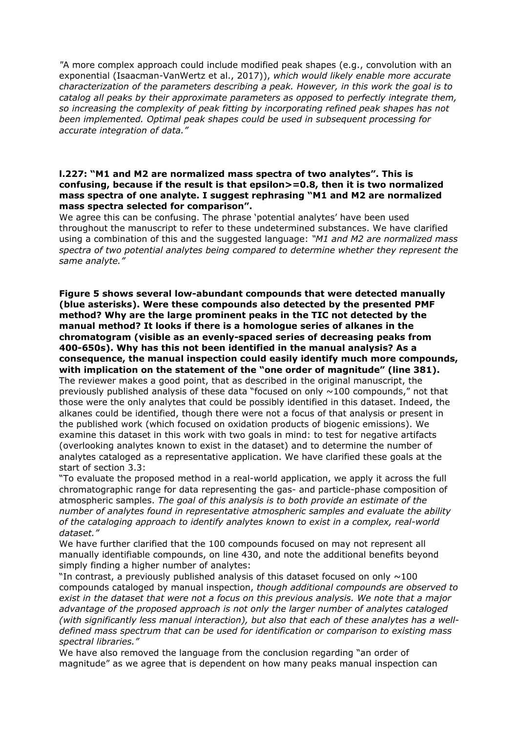"A more complex approach could include modified peak shapes (e.g., convolution with an exponential (Isaacman-VanWertz et al., 2017)), *which would likely enable more accurate characterization of the parameters describing a peak. However, in this work the goal is to catalog all peaks by their approximate parameters as opposed to perfectly integrate them, so increasing the complexity of peak fitting by incorporating refined peak shapes has not been implemented. Optimal peak shapes could be used in subsequent processing for accurate integration of data."*

**l.227: "M1 and M2 are normalized mass spectra of two analytes". This is confusing, because if the result is that epsilon>=0.8, then it is two normalized mass spectra of one analyte. I suggest rephrasing "M1 and M2 are normalized mass spectra selected for comparison".**

We agree this can be confusing. The phrase 'potential analytes' have been used throughout the manuscript to refer to these undetermined substances. We have clarified using a combination of this and the suggested language: *"M1 and M2 are normalized mass spectra of two potential analytes being compared to determine whether they represent the same analyte."*

**Figure 5 shows several low-abundant compounds that were detected manually (blue asterisks). Were these compounds also detected by the presented PMF method? Why are the large prominent peaks in the TIC not detected by the manual method? It looks if there is a homologue series of alkanes in the chromatogram (visible as an evenly-spaced series of decreasing peaks from 400-650s). Why has this not been identified in the manual analysis? As a consequence, the manual inspection could easily identify much more compounds, with implication on the statement of the "one order of magnitude" (line 381).**

The reviewer makes a good point, that as described in the original manuscript, the previously published analysis of these data "focused on only ~100 compounds," not that those were the only analytes that could be possibly identified in this dataset. Indeed, the alkanes could be identified, though there were not a focus of that analysis or present in the published work (which focused on oxidation products of biogenic emissions). We examine this dataset in this work with two goals in mind: to test for negative artifacts (overlooking analytes known to exist in the dataset) and to determine the number of analytes cataloged as a representative application. We have clarified these goals at the start of section 3.3:

"To evaluate the proposed method in a real-world application, we apply it across the full chromatographic range for data representing the gas- and particle-phase composition of atmospheric samples. *The goal of this analysis is to both provide an estimate of the number of analytes found in representative atmospheric samples and evaluate the ability of the cataloging approach to identify analytes known to exist in a complex, real-world dataset."*

We have further clarified that the 100 compounds focused on may not represent all manually identifiable compounds, on line 430, and note the additional benefits beyond simply finding a higher number of analytes:

"In contrast, a previously published analysis of this dataset focused on only ~100 compounds cataloged by manual inspection, *though additional compounds are observed to exist in the dataset that were not a focus on this previous analysis. We note that a major advantage of the proposed approach is not only the larger number of analytes cataloged (with significantly less manual interaction), but also that each of these analytes has a well-defined mass spectrum that can be used for identification or comparison to existing mass spectral libraries."*

We have also removed the language from the conclusion regarding "an order of magnitude" as we agree that is dependent on how many peaks manual inspection can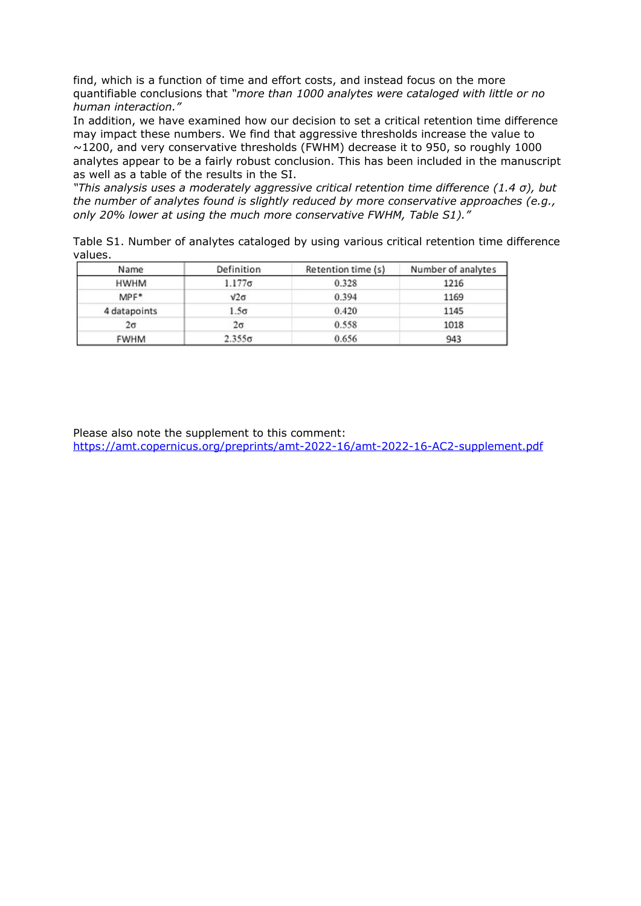find, which is a function of time and effort costs, and instead focus on the more quantifiable conclusions that *"more than 1000 analytes were cataloged with little or no human interaction."*

In addition, we have examined how our decision to set a critical retention time difference may impact these numbers. We find that aggressive thresholds increase the value to ~1200, and very conservative thresholds (FWHM) decrease it to 950, so roughly 1000 analytes appear to be a fairly robust conclusion. This has been included in the manuscript as well as a table of the results in the SI.

*"This analysis uses a moderately aggressive critical retention time difference (1.4 σ), but the number of analytes found is slightly reduced by more conservative approaches (e.g., only 20% lower at using the much more conservative FWHM, Table S1)."*

Table S1. Number of analytes cataloged by using various critical retention time difference values.

| Name | Definition | Retention time (s) | Number of analytes |
|---|---|---|---|
| HWHM | $1.177\sigma$ | 0.328 | 1216 |
| MPF* | $\sqrt{2}\sigma$ | 0.394 | 1169 |
| 4 datapoints | $1.5\sigma$ | 0.420 | 1145 |
| $2\sigma$ | $2\sigma$ | 0.558 | 1018 |
| FWHM | $2.355\sigma$ | 0.656 | 943 |

Please also note the supplement to this comment:
https://amt.copernicus.org/preprints/amt-2022-16/amt-2022-16-AC2-supplement.pdf